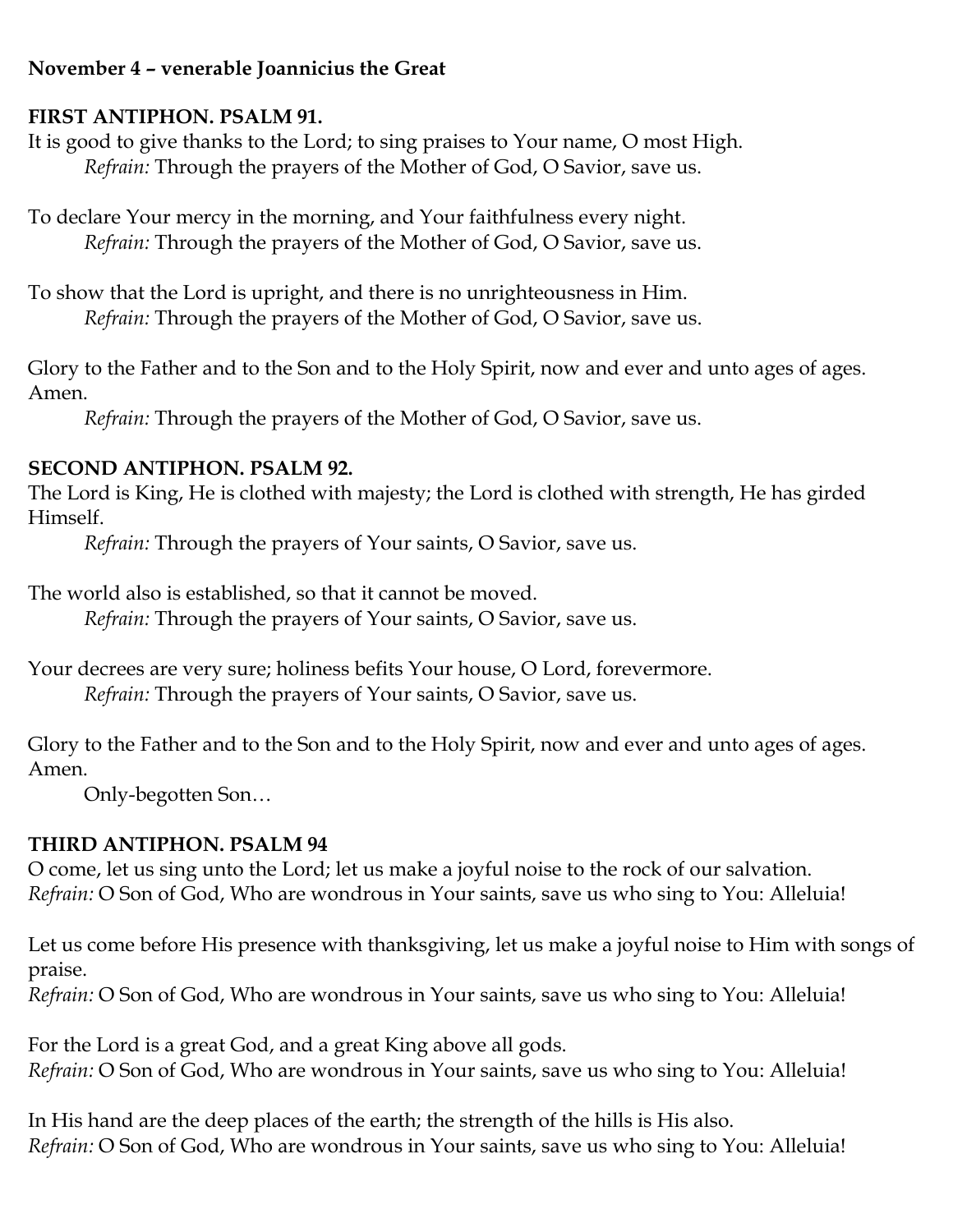**November 4 – venerable Joannicius the Great**

**FIRST ANTIPHON. PSALM 91.**

It is good to give thanks to the Lord; to sing praises to Your name, O most High.

*Refrain:* Through the prayers of the Mother of God, O Savior, save us.

To declare Your mercy in the morning, and Your faithfulness every night.

*Refrain:* Through the prayers of the Mother of God, O Savior, save us.

To show that the Lord is upright, and there is no unrighteousness in Him.

*Refrain:* Through the prayers of the Mother of God, O Savior, save us.

Glory to the Father and to the Son and to the Holy Spirit, now and ever and unto ages of ages. Amen.

*Refrain:* Through the prayers of the Mother of God, O Savior, save us.

**SECOND ANTIPHON. PSALM 92.**

The Lord is King, He is clothed with majesty; the Lord is clothed with strength, He has girded Himself.

*Refrain:* Through the prayers of Your saints, O Savior, save us.

The world also is established, so that it cannot be moved.

*Refrain:* Through the prayers of Your saints, O Savior, save us.

Your decrees are very sure; holiness befits Your house, O Lord, forevermore.

*Refrain:* Through the prayers of Your saints, O Savior, save us.

Glory to the Father and to the Son and to the Holy Spirit, now and ever and unto ages of ages. Amen.

Only-begotten Son…

**THIRD ANTIPHON. PSALM 94**

O come, let us sing unto the Lord; let us make a joyful noise to the rock of our salvation.

*Refrain:* O Son of God, Who are wondrous in Your saints, save us who sing to You: Alleluia!

Let us come before His presence with thanksgiving, let us make a joyful noise to Him with songs of praise.

*Refrain:* O Son of God, Who are wondrous in Your saints, save us who sing to You: Alleluia!

For the Lord is a great God, and a great King above all gods.

*Refrain:* O Son of God, Who are wondrous in Your saints, save us who sing to You: Alleluia!

In His hand are the deep places of the earth; the strength of the hills is His also.

*Refrain:* O Son of God, Who are wondrous in Your saints, save us who sing to You: Alleluia!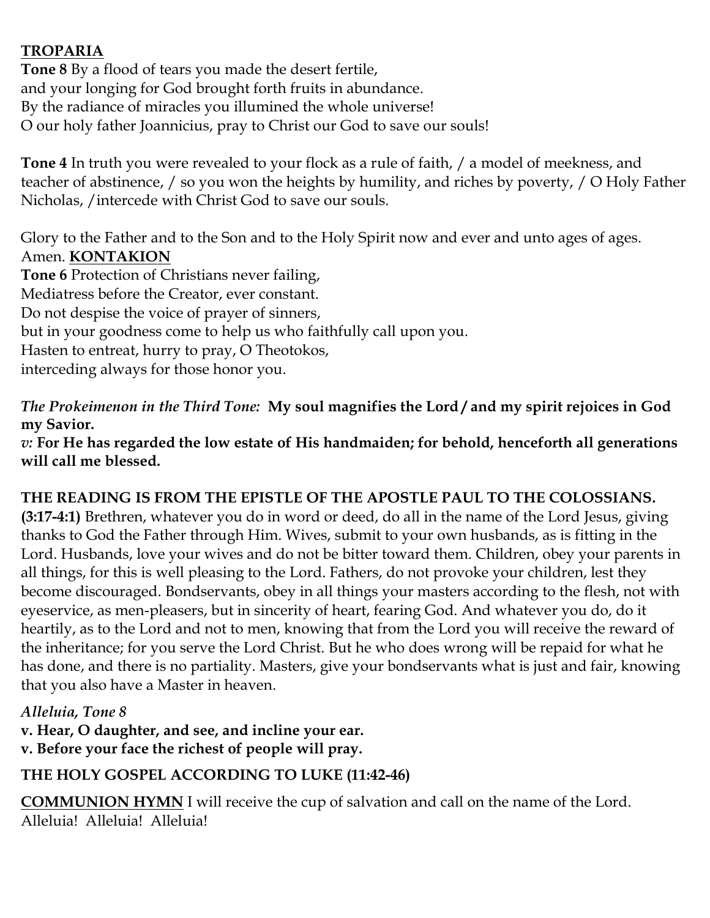**TROPARIA**

**Tone 8** By a flood of tears you made the desert fertile,
and your longing for God brought forth fruits in abundance.
By the radiance of miracles you illumined the whole universe!
O our holy father Joannicius, pray to Christ our God to save our souls!

**Tone 4** In truth you were revealed to your flock as a rule of faith, / a model of meekness, and teacher of abstinence, / so you won the heights by humility, and riches by poverty, / O Holy Father Nicholas, /intercede with Christ God to save our souls.

Glory to the Father and to the Son and to the Holy Spirit now and ever and unto ages of ages. Amen. **KONTAKION**

**Tone 6** Protection of Christians never failing,
Mediatress before the Creator, ever constant.
Do not despise the voice of prayer of sinners,
but in your goodness come to help us who faithfully call upon you.
Hasten to entreat, hurry to pray, O Theotokos,
interceding always for those honor you.

*The Prokeimenon in the Third Tone:* **My soul magnifies the Lord / and my spirit rejoices in God my Savior.**

*v:* **For He has regarded the low estate of His handmaiden; for behold, henceforth all generations will call me blessed.**

**THE READING IS FROM THE EPISTLE OF THE APOSTLE PAUL TO THE COLOSSIANS.**

**(3:17-4:1)** Brethren, whatever you do in word or deed, do all in the name of the Lord Jesus, giving thanks to God the Father through Him. Wives, submit to your own husbands, as is fitting in the Lord. Husbands, love your wives and do not be bitter toward them. Children, obey your parents in all things, for this is well pleasing to the Lord. Fathers, do not provoke your children, lest they become discouraged. Bondservants, obey in all things your masters according to the flesh, not with eyeservice, as men-pleasers, but in sincerity of heart, fearing God. And whatever you do, do it heartily, as to the Lord and not to men, knowing that from the Lord you will receive the reward of the inheritance; for you serve the Lord Christ. But he who does wrong will be repaid for what he has done, and there is no partiality. Masters, give your bondservants what is just and fair, knowing that you also have a Master in heaven.

*Alleluia, Tone 8*

**v. Hear, O daughter, and see, and incline your ear.**

**v. Before your face the richest of people will pray.**

**THE HOLY GOSPEL ACCORDING TO LUKE (11:42-46)**

**COMMUNION HYMN** I will receive the cup of salvation and call on the name of the Lord. Alleluia! Alleluia! Alleluia!